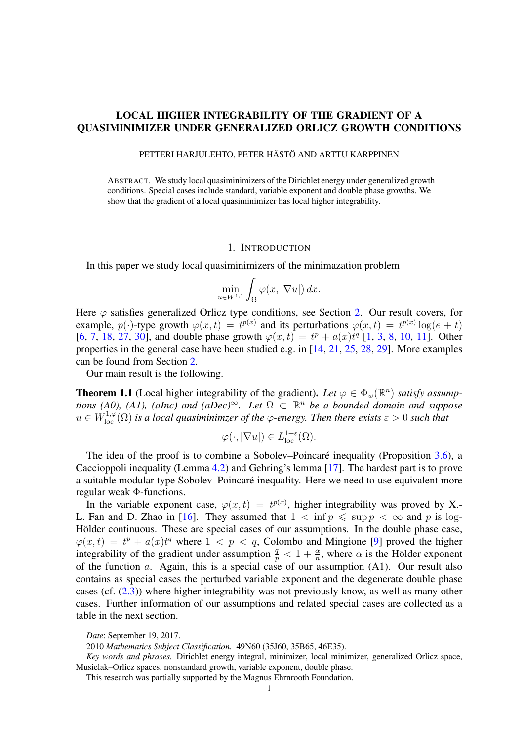# LOCAL HIGHER INTEGRABILITY OF THE GRADIENT OF A QUASIMINIMIZER UNDER GENERALIZED ORLICZ GROWTH CONDITIONS

PETTERI HARJULEHTO, PETER HÄSTÖ AND ARTTU KARPPINEN

ABSTRACT. We study local quasiminimizers of the Dirichlet energy under generalized growth conditions. Special cases include standard, variable exponent and double phase growths. We show that the gradient of a local quasiminimizer has local higher integrability.

## 1. INTRODUCTION

In this paper we study local quasiminimizers of the minimazation problem

$$\min_{u \in W^{1,1}} \int_\Omega \varphi(x, |\nabla u|)\, dx.$$

Here $\varphi$ satisfies generalized Orlicz type conditions, see Section 2. Our result covers, for example, $p(\cdot)$-type growth $\varphi(x,t) = t^{p(x)}$ and its perturbations $\varphi(x,t) = t^{p(x)} \log(e+t)$ [6, 7, 18, 27, 30], and double phase growth $\varphi(x,t) = t^p + a(x)t^q$ [1, 3, 8, 10, 11]. Other properties in the general case have been studied e.g. in [14, 21, 25, 28, 29]. More examples can be found from Section 2.

Our main result is the following.

**Theorem 1.1** (Local higher integrability of the gradient)**.** *Let $\varphi \in \Phi_w(\mathbb{R}^n)$ satisfy assumptions (A0), (A1), (aInc) and (aDec)$^\infty$. Let $\Omega \subset \mathbb{R}^n$ be a bounded domain and suppose $u \in W^{1,\varphi}_{\rm loc}(\Omega)$ is a local quasiminimzer of the $\varphi$-energy. Then there exists $\varepsilon > 0$ such that*

$$\varphi(\cdot, |\nabla u|) \in L^{1+\varepsilon}_{\rm loc}(\Omega).$$

The idea of the proof is to combine a Sobolev–Poincaré inequality (Proposition 3.6), a Caccioppoli inequality (Lemma 4.2) and Gehring's lemma [17]. The hardest part is to prove a suitable modular type Sobolev–Poincaré inequality. Here we need to use equivalent more regular weak $\Phi$-functions.

In the variable exponent case, $\varphi(x,t) = t^{p(x)}$, higher integrability was proved by X.-L. Fan and D. Zhao in [16]. They assumed that $1 < \inf p \leqslant \sup p < \infty$ and $p$ is log-Hölder continuous. These are special cases of our assumptions. In the double phase case, $\varphi(x,t) = t^p + a(x)t^q$ where $1 < p < q$, Colombo and Mingione [9] proved the higher integrability of the gradient under assumption $\frac{q}{p} < 1 + \frac{\alpha}{n}$, where $\alpha$ is the Hölder exponent of the function $a$. Again, this is a special case of our assumption (A1). Our result also contains as special cases the perturbed variable exponent and the degenerate double phase cases (cf. (2.3)) where higher integrability was not previously know, as well as many other cases. Further information of our assumptions and related special cases are collected as a table in the next section.

*Date*: September 19, 2017.

2010 *Mathematics Subject Classification.* 49N60 (35J60, 35B65, 46E35).

*Key words and phrases.* Dirichlet energy integral, minimizer, local minimizer, generalized Orlicz space, Musielak–Orlicz spaces, nonstandard growth, variable exponent, double phase.

This research was partially supported by the Magnus Ehrnrooth Foundation.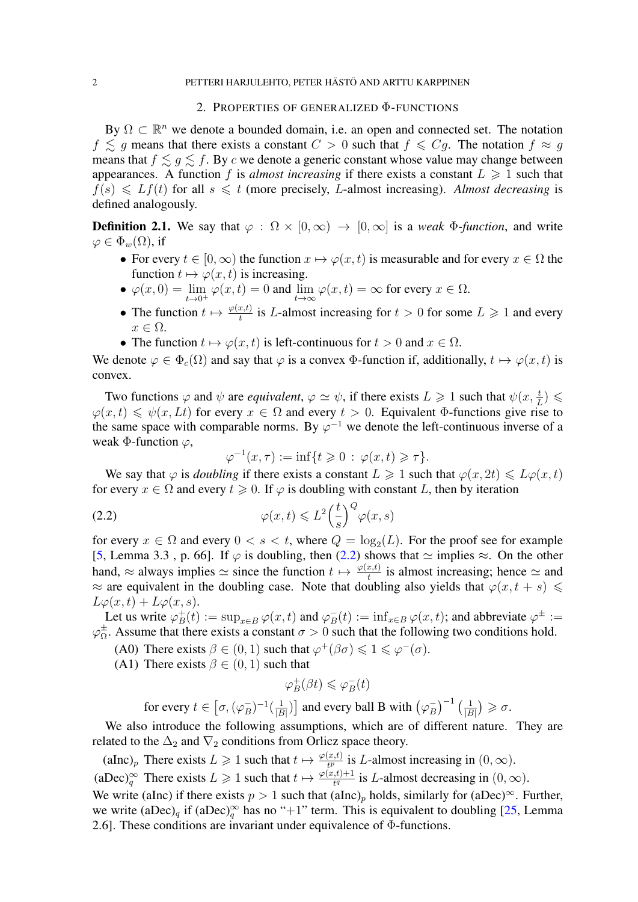## 2. Properties of generalized $\Phi$-functions

By $\Omega \subset \mathbb{R}^n$ we denote a bounded domain, i.e. an open and connected set. The notation $f \lesssim g$ means that there exists a constant $C > 0$ such that $f \leqslant Cg$. The notation $f \approx g$ means that $f \lesssim g \lesssim f$. By $c$ we denote a generic constant whose value may change between appearances. A function $f$ is *almost increasing* if there exists a constant $L \geqslant 1$ such that $f(s) \leqslant Lf(t)$ for all $s \leqslant t$ (more precisely, $L$-almost increasing). *Almost decreasing* is defined analogously.

**Definition 2.1.** We say that $\varphi : \Omega \times [0, \infty) \to [0, \infty]$ is a *weak $\Phi$-function*, and write $\varphi \in \Phi_w(\Omega)$, if

- For every $t \in [0, \infty)$ the function $x \mapsto \varphi(x, t)$ is measurable and for every $x \in \Omega$ the function $t \mapsto \varphi(x, t)$ is increasing.
- $\varphi(x, 0) = \lim_{t \to 0^+} \varphi(x, t) = 0$ and $\lim_{t \to \infty} \varphi(x, t) = \infty$ for every $x \in \Omega$.
- The function $t \mapsto \frac{\varphi(x,t)}{t}$ is $L$-almost increasing for $t > 0$ for some $L \geqslant 1$ and every $x \in \Omega$.
- The function $t \mapsto \varphi(x, t)$ is left-continuous for $t > 0$ and $x \in \Omega$.

We denote $\varphi \in \Phi_c(\Omega)$ and say that $\varphi$ is a convex $\Phi$-function if, additionally, $t \mapsto \varphi(x, t)$ is convex.

Two functions $\varphi$ and $\psi$ are *equivalent*, $\varphi \simeq \psi$, if there exists $L \geqslant 1$ such that $\psi(x, \frac{t}{L}) \leqslant \varphi(x, t) \leqslant \psi(x, Lt)$ for every $x \in \Omega$ and every $t > 0$. Equivalent $\Phi$-functions give rise to the same space with comparable norms. By $\varphi^{-1}$ we denote the left-continuous inverse of a weak $\Phi$-function $\varphi$,

$$\varphi^{-1}(x, \tau) := \inf\{t \geqslant 0 : \varphi(x, t) \geqslant \tau\}.$$

We say that $\varphi$ is *doubling* if there exists a constant $L \geqslant 1$ such that $\varphi(x, 2t) \leqslant L\varphi(x, t)$ for every $x \in \Omega$ and every $t \geqslant 0$. If $\varphi$ is doubling with constant $L$, then by iteration

$$\varphi(x, t) \leqslant L^2 \Big(\frac{t}{s}\Big)^Q \varphi(x, s) \tag{2.2}$$

for every $x \in \Omega$ and every $0 < s < t$, where $Q = \log_2(L)$. For the proof see for example [5, Lemma 3.3 , p. 66]. If $\varphi$ is doubling, then (2.2) shows that $\simeq$ implies $\approx$. On the other hand, $\approx$ always implies $\simeq$ since the function $t \mapsto \frac{\varphi(x,t)}{t}$ is almost increasing; hence $\simeq$ and $\approx$ are equivalent in the doubling case. Note that doubling also yields that $\varphi(x, t + s) \leqslant L\varphi(x, t) + L\varphi(x, s)$.

Let us write $\varphi^+_B(t) := \sup_{x \in B} \varphi(x, t)$ and $\varphi^-_B(t) := \inf_{x \in B} \varphi(x, t)$; and abbreviate $\varphi^\pm := \varphi^\pm_\Omega$. Assume that there exists a constant $\sigma > 0$ such that the following two conditions hold.

(A0) There exists $\beta \in (0, 1)$ such that $\varphi^+(\beta\sigma) \leqslant 1 \leqslant \varphi^-(\sigma)$.

(A1) There exists $\beta \in (0, 1)$ such that

$$\varphi^+_B(\beta t) \leqslant \varphi^-_B(t)$$

for every $t \in \big[\sigma, (\varphi^-_B)^{-1}(\frac{1}{|B|})\big]$ and every ball B with $\big(\varphi^-_B\big)^{-1}\big(\frac{1}{|B|}\big) \geqslant \sigma$.

We also introduce the following assumptions, which are of different nature. They are related to the $\Delta_2$ and $\nabla_2$ conditions from Orlicz space theory.

(aInc)$_p$ There exists $L \geqslant 1$ such that $t \mapsto \frac{\varphi(x,t)}{t^p}$ is $L$-almost increasing in $(0, \infty)$.

(aDec)$_q^\infty$ There exists $L \geqslant 1$ such that $t \mapsto \frac{\varphi(x,t)+1}{t^q}$ is $L$-almost decreasing in $(0, \infty)$.

We write (aInc) if there exists $p > 1$ such that (aInc)$_p$ holds, similarly for (aDec)$^\infty$. Further, we write (aDec)$_q$ if (aDec)$_q^\infty$ has no "+1" term. This is equivalent to doubling [25, Lemma 2.6]. These conditions are invariant under equivalence of $\Phi$-functions.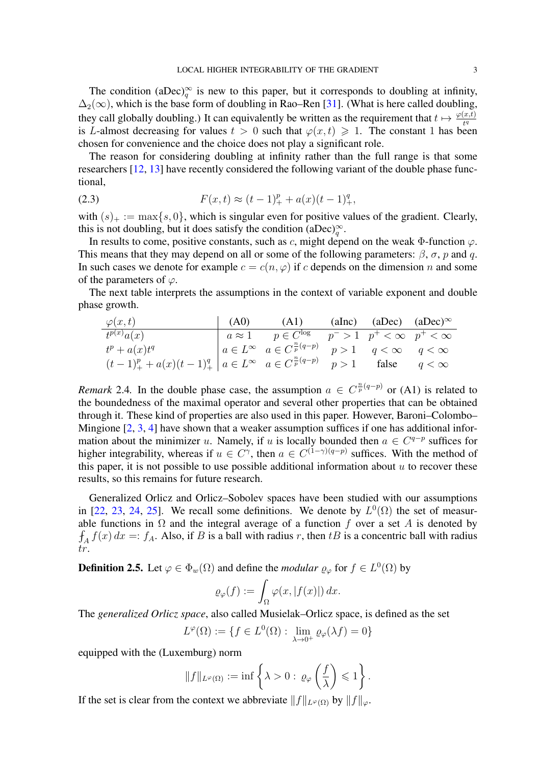The condition $(\mathrm{aDec})_q^\infty$ is new to this paper, but it corresponds to doubling at infinity, $\Delta_2(\infty)$, which is the base form of doubling in Rao–Ren [31]. (What is here called doubling, they call globally doubling.) It can equivalently be written as the requirement that $t \mapsto \frac{\varphi(x,t)}{t^q}$ is $L$-almost decreasing for values $t > 0$ such that $\varphi(x,t) \geqslant 1$. The constant 1 has been chosen for convenience and the choice does not play a significant role.

The reason for considering doubling at infinity rather than the full range is that some researchers [12, 13] have recently considered the following variant of the double phase functional,

$$F(x,t) \approx (t-1)_+^p + a(x)(t-1)_+^q, \tag{2.3}$$

with $(s)_+ := \max\{s, 0\}$, which is singular even for positive values of the gradient. Clearly, this is not doubling, but it does satisfy the condition $(\mathrm{aDec})_q^\infty$.

In results to come, positive constants, such as $c$, might depend on the weak $\Phi$-function $\varphi$. This means that they may depend on all or some of the following parameters: $\beta$, $\sigma$, $p$ and $q$. In such cases we denote for example $c = c(n, \varphi)$ if $c$ depends on the dimension $n$ and some of the parameters of $\varphi$.

The next table interprets the assumptions in the context of variable exponent and double phase growth.

| $\varphi(x,t)$ | (A0) | (A1) | (aInc) | (aDec) | $(\mathrm{aDec})^\infty$ |
|---|---|---|---|---|---|
| $t^{p(x)}a(x)$ | $a \approx 1$ | $p \in C^{\log}$ | $p^- > 1$ | $p^+ < \infty$ | $p^+ < \infty$ |
| $t^p + a(x)t^q$ | $a \in L^\infty$ | $a \in C^{\frac{n}{p}(q-p)}$ | $p > 1$ | $q < \infty$ | $q < \infty$ |
| $(t-1)_+^p + a(x)(t-1)_+^q$ | $a \in L^\infty$ | $a \in C^{\frac{n}{p}(q-p)}$ | $p > 1$ | false | $q < \infty$ |

*Remark* 2.4. In the double phase case, the assumption $a \in C^{\frac{n}{p}(q-p)}$ or (A1) is related to the boundedness of the maximal operator and several other properties that can be obtained through it. These kind of properties are also used in this paper. However, Baroni–Colombo–Mingione [2, 3, 4] have shown that a weaker assumption suffices if one has additional information about the minimizer $u$. Namely, if $u$ is locally bounded then $a \in C^{q-p}$ suffices for higher integrability, whereas if $u \in C^\gamma$, then $a \in C^{(1-\gamma)(q-p)}$ suffices. With the method of this paper, it is not possible to use possible additional information about $u$ to recover these results, so this remains for future research.

Generalized Orlicz and Orlicz–Sobolev spaces have been studied with our assumptions in [22, 23, 24, 25]. We recall some definitions. We denote by $L^0(\Omega)$ the set of measurable functions in $\Omega$ and the integral average of a function $f$ over a set $A$ is denoted by $\fint_A f(x)\,dx =: f_A$. Also, if $B$ is a ball with radius $r$, then $tB$ is a concentric ball with radius $tr$.

**Definition 2.5.** Let $\varphi \in \Phi_w(\Omega)$ and define the *modular* $\varrho_\varphi$ for $f \in L^0(\Omega)$ by

$$\varrho_\varphi(f) := \int_\Omega \varphi(x, |f(x)|)\,dx.$$

The *generalized Orlicz space*, also called Musielak–Orlicz space, is defined as the set

$$L^\varphi(\Omega) := \{f \in L^0(\Omega) : \lim_{\lambda \to 0^+} \varrho_\varphi(\lambda f) = 0\}$$

equipped with the (Luxemburg) norm

$$\|f\|_{L^\varphi(\Omega)} := \inf\left\{\lambda > 0 : \varrho_\varphi\left(\frac{f}{\lambda}\right) \leqslant 1\right\}.$$

If the set is clear from the context we abbreviate $\|f\|_{L^\varphi(\Omega)}$ by $\|f\|_\varphi$.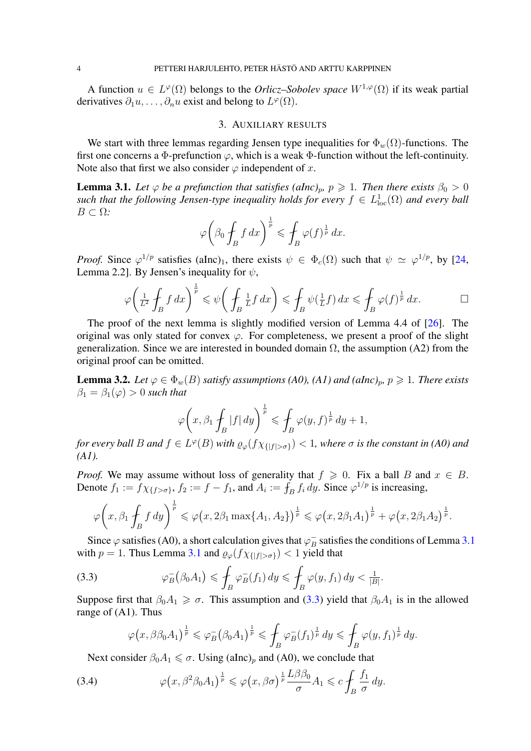A function $u \in L^{\varphi}(\Omega)$ belongs to the *Orlicz–Sobolev space* $W^{1,\varphi}(\Omega)$ if its weak partial derivatives $\partial_1 u, \ldots, \partial_n u$ exist and belong to $L^{\varphi}(\Omega)$.

## 3. Auxiliary results

We start with three lemmas regarding Jensen type inequalities for $\Phi_w(\Omega)$-functions. The first one concerns a $\Phi$-prefunction $\varphi$, which is a weak $\Phi$-function without the left-continuity. Note also that first we also consider $\varphi$ independent of $x$.

**Lemma 3.1.** *Let $\varphi$ be a prefunction that satisfies (aInc)$_p$, $p \geqslant 1$. Then there exists $\beta_0 > 0$ such that the following Jensen-type inequality holds for every $f \in L^1_{\rm loc}(\Omega)$ and every ball $B \subset \Omega$:*

$$\varphi\bigg(\beta_0 \fint_B f\,dx\bigg)^{\frac{1}{p}} \leqslant \fint_B \varphi(f)^{\frac{1}{p}}\,dx.$$

*Proof.* Since $\varphi^{1/p}$ satisfies (aInc)$_1$, there exists $\psi \in \Phi_c(\Omega)$ such that $\psi \simeq \varphi^{1/p}$, by [24, Lemma 2.2]. By Jensen's inequality for $\psi$,

$$\varphi\bigg(\tfrac{1}{L^2} \fint_B f\,dx\bigg)^{\frac{1}{p}} \leqslant \psi\bigg(\fint_B \tfrac{1}{L} f\,dx\bigg) \leqslant \fint_B \psi(\tfrac{1}{L} f)\,dx \leqslant \fint_B \varphi(f)^{\frac{1}{p}}\,dx. \qquad \square$$

The proof of the next lemma is slightly modified version of Lemma 4.4 of [26]. The original was only stated for convex $\varphi$. For completeness, we present a proof of the slight generalization. Since we are interested in bounded domain $\Omega$, the assumption (A2) from the original proof can be omitted.

**Lemma 3.2.** *Let $\varphi \in \Phi_w(B)$ satisfy assumptions (A0), (A1) and (aInc)$_p$, $p \geqslant 1$. There exists $\beta_1 = \beta_1(\varphi) > 0$ such that*

$$\varphi\bigg(x, \beta_1 \fint_B |f|\,dy\bigg)^{\frac{1}{p}} \leqslant \fint_B \varphi(y, f)^{\frac{1}{p}}\,dy + 1,$$

*for every ball $B$ and $f \in L^{\varphi}(B)$ with $\varrho_\varphi(f\chi_{\{|f|>\sigma\}}) < 1$, where $\sigma$ is the constant in (A0) and (A1).*

*Proof.* We may assume without loss of generality that $f \geqslant 0$. Fix a ball $B$ and $x \in B$. Denote $f_1 := f\chi_{\{f>\sigma\}}$, $f_2 := f - f_1$, and $A_i := \fint_B f_i\,dy$. Since $\varphi^{1/p}$ is increasing,

$$\varphi\bigg(x, \beta_1 \fint_B f\,dy\bigg)^{\frac{1}{p}} \leqslant \varphi\big(x, 2\beta_1 \max\{A_1, A_2\}\big)^{\frac{1}{p}} \leqslant \varphi\big(x, 2\beta_1 A_1\big)^{\frac{1}{p}} + \varphi\big(x, 2\beta_1 A_2\big)^{\frac{1}{p}}.$$

Since $\varphi$ satisfies (A0), a short calculation gives that $\varphi^-_B$ satisfies the conditions of Lemma 3.1 with $p = 1$. Thus Lemma 3.1 and $\varrho_\varphi(f\chi_{\{|f|>\sigma\}}) < 1$ yield that

$$\varphi^-_B\big(\beta_0 A_1\big) \leqslant \fint_B \varphi^-_B(f_1)\,dy \leqslant \fint_B \varphi(y, f_1)\,dy < \tfrac{1}{|B|}. \tag{3.3}$$

Suppose first that $\beta_0 A_1 \geqslant \sigma$. This assumption and (3.3) yield that $\beta_0 A_1$ is in the allowed range of (A1). Thus

$$\varphi\big(x, \beta\beta_0 A_1\big)^{\frac{1}{p}} \leqslant \varphi^-_B\big(\beta_0 A_1\big)^{\frac{1}{p}} \leqslant \fint_B \varphi^-_B(f_1)^{\frac{1}{p}}\,dy \leqslant \fint_B \varphi(y, f_1)^{\frac{1}{p}}\,dy.$$

Next consider $\beta_0 A_1 \leqslant \sigma$. Using (aInc)$_p$ and (A0), we conclude that

$$\varphi\big(x, \beta^2\beta_0 A_1\big)^{\frac{1}{p}} \leqslant \varphi\big(x, \beta\sigma\big)^{\frac{1}{p}} \frac{L\beta\beta_0}{\sigma} A_1 \leqslant c \fint_B \frac{f_1}{\sigma}\,dy. \tag{3.4}$$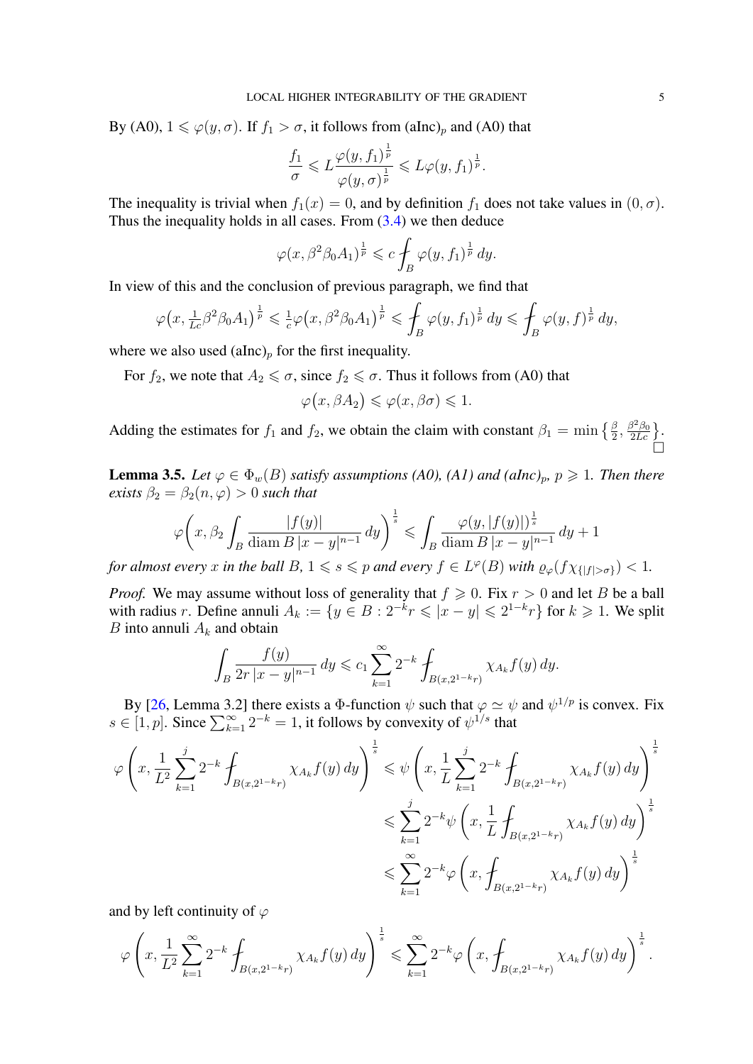By (A0), $1 \leqslant \varphi(y, \sigma)$. If $f_1 > \sigma$, it follows from (aInc)$_p$ and (A0) that

$$\frac{f_1}{\sigma} \leqslant L \frac{\varphi(y, f_1)^{\frac{1}{p}}}{\varphi(y, \sigma)^{\frac{1}{p}}} \leqslant L \varphi(y, f_1)^{\frac{1}{p}}.$$

The inequality is trivial when $f_1(x) = 0$, and by definition $f_1$ does not take values in $(0, \sigma)$. Thus the inequality holds in all cases. From (3.4) we then deduce

$$\varphi(x, \beta^2 \beta_0 A_1)^{\frac{1}{p}} \leqslant c \fint_B \varphi(y, f_1)^{\frac{1}{p}} \, dy.$$

In view of this and the conclusion of previous paragraph, we find that

$$\varphi\big(x, \tfrac{1}{Lc} \beta^2 \beta_0 A_1\big)^{\frac{1}{p}} \leqslant \tfrac{1}{c} \varphi\big(x, \beta^2 \beta_0 A_1\big)^{\frac{1}{p}} \leqslant \fint_B \varphi(y, f_1)^{\frac{1}{p}} \, dy \leqslant \fint_B \varphi(y, f)^{\frac{1}{p}} \, dy,$$

where we also used (aInc)$_p$ for the first inequality.

For $f_2$, we note that $A_2 \leqslant \sigma$, since $f_2 \leqslant \sigma$. Thus it follows from (A0) that

$$\varphi\big(x, \beta A_2\big) \leqslant \varphi(x, \beta \sigma) \leqslant 1.$$

Adding the estimates for $f_1$ and $f_2$, we obtain the claim with constant $\beta_1 = \min\big\{\frac{\beta}{2}, \frac{\beta^2 \beta_0}{2Lc}\big\}$. □

**Lemma 3.5.** *Let $\varphi \in \Phi_w(B)$ satisfy assumptions (A0), (A1) and (aInc)$_p$, $p \geqslant 1$. Then there exists $\beta_2 = \beta_2(n, \varphi) > 0$ such that*

$$\varphi\bigg(x, \beta_2 \int_B \frac{|f(y)|}{\operatorname{diam} B \, |x-y|^{n-1}} \, dy\bigg)^{\frac{1}{s}} \leqslant \int_B \frac{\varphi(y, |f(y)|)^{\frac{1}{s}}}{\operatorname{diam} B \, |x-y|^{n-1}} \, dy + 1$$

*for almost every $x$ in the ball $B$, $1 \leqslant s \leqslant p$ and every $f \in L^{\varphi}(B)$ with $\varrho_\varphi(f \chi_{\{|f| > \sigma\}}) < 1$.*

*Proof.* We may assume without loss of generality that $f \geqslant 0$. Fix $r > 0$ and let $B$ be a ball with radius $r$. Define annuli $A_k := \{y \in B : 2^{-k} r \leqslant |x - y| \leqslant 2^{1-k} r\}$ for $k \geqslant 1$. We split $B$ into annuli $A_k$ and obtain

$$\int_B \frac{f(y)}{2r \, |x-y|^{n-1}} \, dy \leqslant c_1 \sum_{k=1}^{\infty} 2^{-k} \fint_{B(x, 2^{1-k} r)} \chi_{A_k} f(y) \, dy.$$

By [26, Lemma 3.2] there exists a $\Phi$-function $\psi$ such that $\varphi \simeq \psi$ and $\psi^{1/p}$ is convex. Fix $s \in [1, p]$. Since $\sum_{k=1}^{\infty} 2^{-k} = 1$, it follows by convexity of $\psi^{1/s}$ that

$$\begin{aligned}
\varphi\left(x, \frac{1}{L^2} \sum_{k=1}^{j} 2^{-k} \fint_{B(x, 2^{1-k} r)} \chi_{A_k} f(y) \, dy\right)^{\frac{1}{s}} &\leqslant \psi\left(x, \frac{1}{L} \sum_{k=1}^{j} 2^{-k} \fint_{B(x, 2^{1-k} r)} \chi_{A_k} f(y) \, dy\right)^{\frac{1}{s}} \\
&\leqslant \sum_{k=1}^{j} 2^{-k} \psi\left(x, \frac{1}{L} \fint_{B(x, 2^{1-k} r)} \chi_{A_k} f(y) \, dy\right)^{\frac{1}{s}} \\
&\leqslant \sum_{k=1}^{\infty} 2^{-k} \varphi\left(x, \fint_{B(x, 2^{1-k} r)} \chi_{A_k} f(y) \, dy\right)^{\frac{1}{s}}
\end{aligned}$$

and by left continuity of $\varphi$

$$\varphi\left(x, \frac{1}{L^2} \sum_{k=1}^{\infty} 2^{-k} \fint_{B(x, 2^{1-k} r)} \chi_{A_k} f(y) \, dy\right)^{\frac{1}{s}} \leqslant \sum_{k=1}^{\infty} 2^{-k} \varphi\left(x, \fint_{B(x, 2^{1-k} r)} \chi_{A_k} f(y) \, dy\right)^{\frac{1}{s}}.$$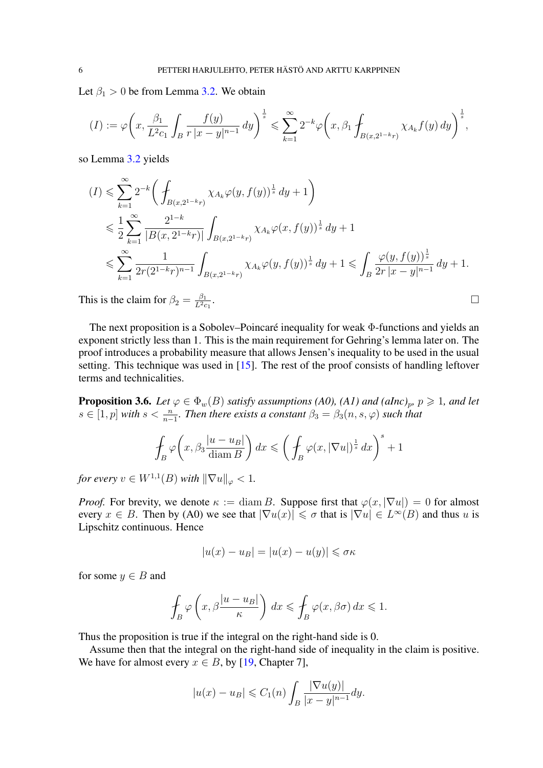Let $\beta_1 > 0$ be from Lemma 3.2. We obtain

$$(I) := \varphi\bigg(x, \frac{\beta_1}{L^2 c_1} \int_B \frac{f(y)}{r\,|x-y|^{n-1}}\,dy\bigg)^{\frac{1}{s}} \leqslant \sum_{k=1}^{\infty} 2^{-k} \varphi\bigg(x, \beta_1 \fint_{B(x,2^{1-k}r)} \chi_{A_k} f(y)\,dy\bigg)^{\frac{1}{s}},$$

so Lemma 3.2 yields

$$\begin{aligned}
(I) &\leqslant \sum_{k=1}^{\infty} 2^{-k} \bigg( \fint_{B(x,2^{1-k}r)} \chi_{A_k} \varphi(y, f(y))^{\frac{1}{s}}\,dy + 1 \bigg) \\
&\leqslant \frac{1}{2} \sum_{k=1}^{\infty} \frac{2^{1-k}}{|B(x,2^{1-k}r)|} \int_{B(x,2^{1-k}r)} \chi_{A_k} \varphi(x, f(y))^{\frac{1}{s}}\,dy + 1 \\
&\leqslant \sum_{k=1}^{\infty} \frac{1}{2r(2^{1-k}r)^{n-1}} \int_{B(x,2^{1-k}r)} \chi_{A_k} \varphi(y, f(y))^{\frac{1}{s}}\,dy + 1 \leqslant \int_B \frac{\varphi(y, f(y))^{\frac{1}{s}}}{2r\,|x-y|^{n-1}}\,dy + 1.
\end{aligned}$$

This is the claim for $\beta_2 = \frac{\beta_1}{L^2 c_1}$. $\square$

The next proposition is a Sobolev–Poincaré inequality for weak $\Phi$-functions and yields an exponent strictly less than 1. This is the main requirement for Gehring's lemma later on. The proof introduces a probability measure that allows Jensen's inequality to be used in the usual setting. This technique was used in [15]. The rest of the proof consists of handling leftover terms and technicalities.

**Proposition 3.6.** *Let $\varphi \in \Phi_w(B)$ satisfy assumptions (A0), (A1) and (aInc)$_p$, $p \geqslant 1$, and let $s \in [1, p]$ with $s < \frac{n}{n-1}$. Then there exists a constant $\beta_3 = \beta_3(n, s, \varphi)$ such that*

$$\fint_B \varphi\bigg(x, \beta_3 \frac{|u - u_B|}{\operatorname{diam} B}\bigg)\,dx \leqslant \bigg( \fint_B \varphi(x, |\nabla u|)^{\frac{1}{s}}\,dx \bigg)^{s} + 1$$

*for every $v \in W^{1,1}(B)$ with $\|\nabla u\|_\varphi < 1$.*

*Proof.* For brevity, we denote $\kappa := \operatorname{diam} B$. Suppose first that $\varphi(x, |\nabla u|) = 0$ for almost every $x \in B$. Then by (A0) we see that $|\nabla u(x)| \leqslant \sigma$ that is $|\nabla u| \in L^\infty(B)$ and thus $u$ is Lipschitz continuous. Hence

$$|u(x) - u_B| = |u(x) - u(y)| \leqslant \sigma\kappa$$

for some $y \in B$ and

$$\fint_B \varphi\left(x, \beta \frac{|u - u_B|}{\kappa}\right)\,dx \leqslant \fint_B \varphi(x, \beta\sigma)\,dx \leqslant 1.$$

Thus the proposition is true if the integral on the right-hand side is 0.

Assume then that the integral on the right-hand side of inequality in the claim is positive. We have for almost every $x \in B$, by [19, Chapter 7],

$$|u(x) - u_B| \leqslant C_1(n) \int_B \frac{|\nabla u(y)|}{|x-y|^{n-1}} dy.$$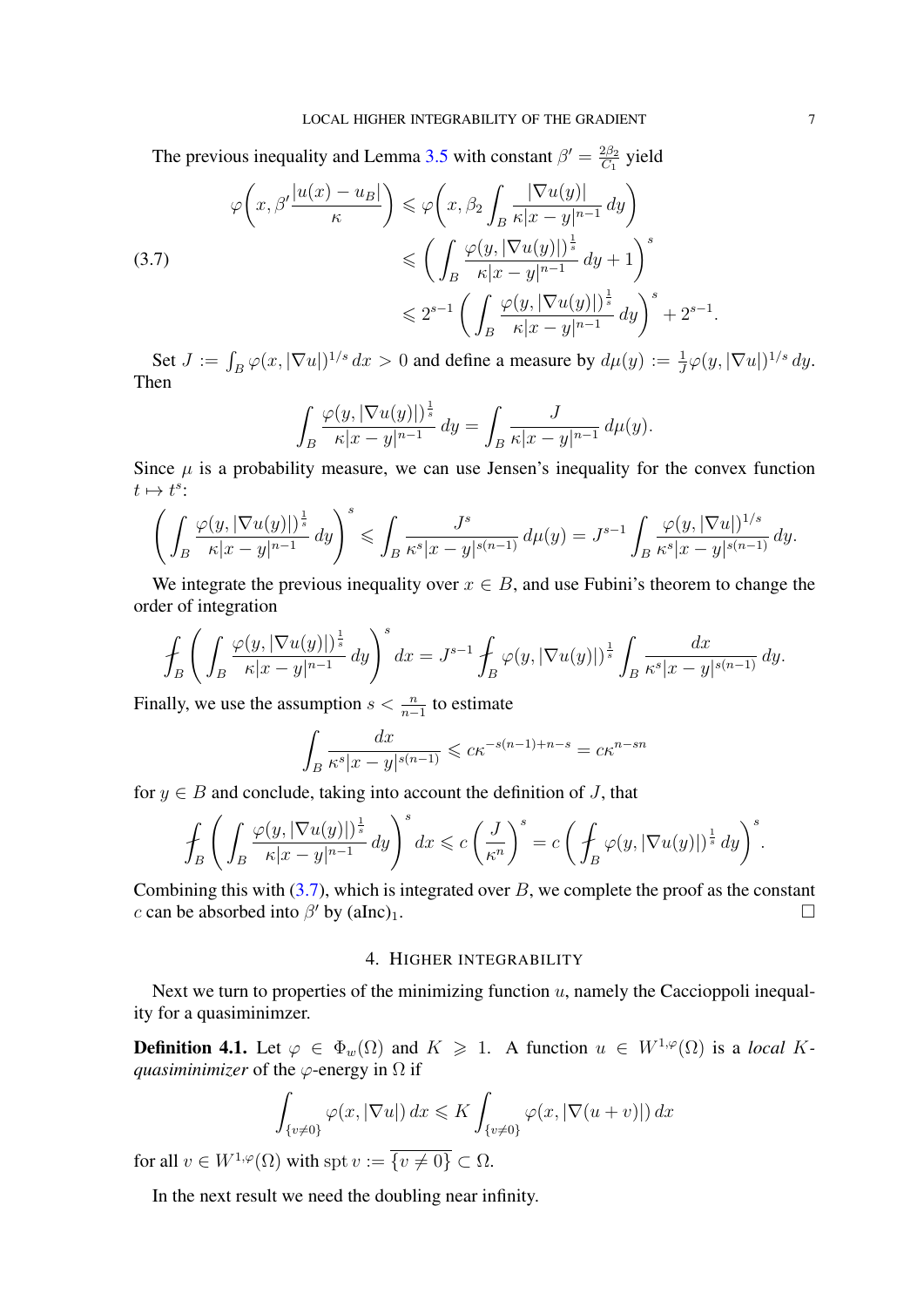The previous inequality and Lemma 3.5 with constant $\beta' = \frac{2\beta_2}{C_1}$ yield

$$
\begin{aligned}
\varphi\bigg(x, \beta' \frac{|u(x)-u_B|}{\kappa}\bigg) &\leqslant \varphi\bigg(x, \beta_2 \int_B \frac{|\nabla u(y)|}{\kappa |x-y|^{n-1}}\, dy\bigg) \\
&\leqslant \bigg( \int_B \frac{\varphi(y, |\nabla u(y)|)^{\frac{1}{s}}}{\kappa |x-y|^{n-1}}\, dy + 1 \bigg)^s \\
&\leqslant 2^{s-1} \bigg( \int_B \frac{\varphi(y, |\nabla u(y)|)^{\frac{1}{s}}}{\kappa |x-y|^{n-1}}\, dy \bigg)^s + 2^{s-1}.
\end{aligned}
\tag{3.7}
$$

Set $J := \int_B \varphi(x, |\nabla u|)^{1/s}\, dx > 0$ and define a measure by $d\mu(y) := \frac{1}{J}\varphi(y, |\nabla u|)^{1/s}\, dy$. Then

$$
\int_B \frac{\varphi(y, |\nabla u(y)|)^{\frac{1}{s}}}{\kappa |x-y|^{n-1}}\, dy = \int_B \frac{J}{\kappa |x-y|^{n-1}}\, d\mu(y).
$$

Since $\mu$ is a probability measure, we can use Jensen's inequality for the convex function $t \mapsto t^s$:

$$
\bigg( \int_B \frac{\varphi(y, |\nabla u(y)|)^{\frac{1}{s}}}{\kappa |x-y|^{n-1}}\, dy \bigg)^s \leqslant \int_B \frac{J^s}{\kappa^s |x-y|^{s(n-1)}}\, d\mu(y) = J^{s-1} \int_B \frac{\varphi(y, |\nabla u|)^{1/s}}{\kappa^s |x-y|^{s(n-1)}}\, dy.
$$

We integrate the previous inequality over $x \in B$, and use Fubini's theorem to change the order of integration

$$
\fint_B \bigg( \int_B \frac{\varphi(y, |\nabla u(y)|)^{\frac{1}{s}}}{\kappa |x-y|^{n-1}}\, dy \bigg)^s dx = J^{s-1} \fint_B \varphi(y, |\nabla u(y)|)^{\frac{1}{s}} \int_B \frac{dx}{\kappa^s |x-y|^{s(n-1)}}\, dy.
$$

Finally, we use the assumption $s < \frac{n}{n-1}$ to estimate

$$
\int_B \frac{dx}{\kappa^s |x-y|^{s(n-1)}} \leqslant c\kappa^{-s(n-1)+n-s} = c\kappa^{n-sn}
$$

for $y \in B$ and conclude, taking into account the definition of $J$, that

$$
\fint_B \bigg( \int_B \frac{\varphi(y, |\nabla u(y)|)^{\frac{1}{s}}}{\kappa |x-y|^{n-1}}\, dy \bigg)^s dx \leqslant c \left( \frac{J}{\kappa^n} \right)^s = c \bigg( \fint_B \varphi(y, |\nabla u(y)|)^{\frac{1}{s}}\, dy \bigg)^s.
$$

Combining this with (3.7), which is integrated over $B$, we complete the proof as the constant $c$ can be absorbed into $\beta'$ by (aInc)$_1$. $\square$

## 4. Higher integrability

Next we turn to properties of the minimizing function $u$, namely the Caccioppoli inequality for a quasiminimzer.

**Definition 4.1.** Let $\varphi \in \Phi_w(\Omega)$ and $K \geqslant 1$. A function $u \in W^{1,\varphi}(\Omega)$ is a *local $K$-quasiminimizer* of the $\varphi$-energy in $\Omega$ if

$$
\int_{\{v \neq 0\}} \varphi(x, |\nabla u|)\, dx \leqslant K \int_{\{v \neq 0\}} \varphi(x, |\nabla (u+v)|)\, dx
$$

for all $v \in W^{1,\varphi}(\Omega)$ with $\operatorname{spt} v := \overline{\{v \neq 0\}} \subset \Omega$.

In the next result we need the doubling near infinity.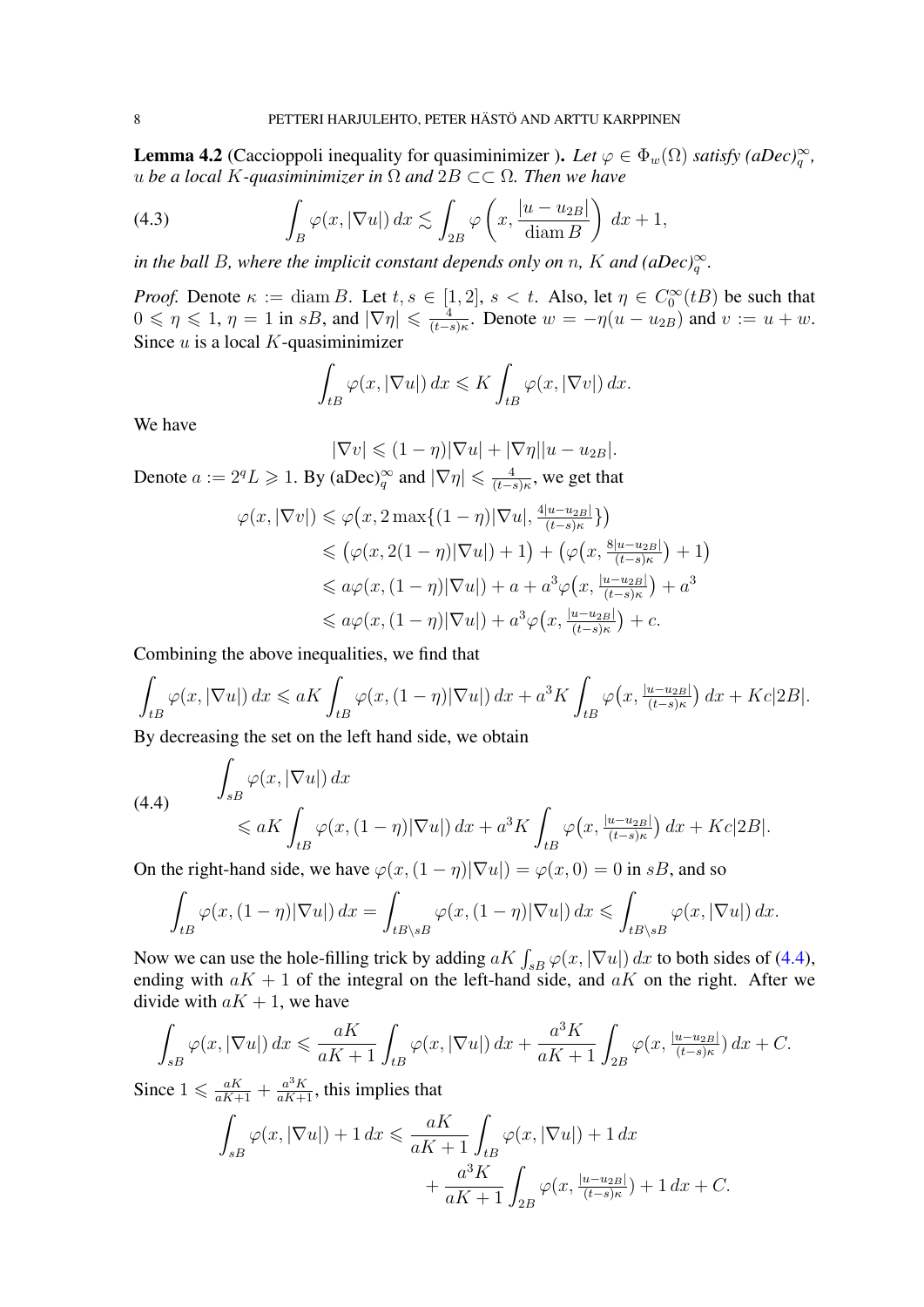**Lemma 4.2** (Caccioppoli inequality for quasiminimizer ). *Let $\varphi \in \Phi_w(\Omega)$ satisfy (aDec)$_q^\infty$, $u$ be a local $K$-quasiminimizer in $\Omega$ and $2B \subset\subset \Omega$. Then we have*

$$\int_B \varphi(x, |\nabla u|)\,dx \lesssim \int_{2B} \varphi\left(x, \frac{|u-u_{2B}|}{\operatorname{diam} B}\right)\,dx + 1, \tag{4.3}$$

*in the ball $B$, where the implicit constant depends only on $n$, $K$ and (aDec)$_q^\infty$.*

*Proof.* Denote $\kappa := \operatorname{diam} B$. Let $t, s \in [1,2]$, $s < t$. Also, let $\eta \in C_0^\infty(tB)$ be such that $0 \leqslant \eta \leqslant 1$, $\eta = 1$ in $sB$, and $|\nabla \eta| \leqslant \frac{4}{(t-s)\kappa}$. Denote $w = -\eta(u - u_{2B})$ and $v := u + w$. Since $u$ is a local $K$-quasiminimizer

$$\int_{tB} \varphi(x, |\nabla u|)\,dx \leqslant K \int_{tB} \varphi(x, |\nabla v|)\,dx.$$

We have

$$|\nabla v| \leqslant (1-\eta)|\nabla u| + |\nabla \eta||u - u_{2B}|.$$

Denote $a := 2^q L \geqslant 1$. By (aDec)$_q^\infty$ and $|\nabla \eta| \leqslant \frac{4}{(t-s)\kappa}$, we get that

$$\begin{aligned}
\varphi(x, |\nabla v|) &\leqslant \varphi\big(x, 2\max\{(1-\eta)|\nabla u|, \tfrac{4|u-u_{2B}|}{(t-s)\kappa}\}\big) \\
&\leqslant \big(\varphi(x, 2(1-\eta)|\nabla u|) + 1\big) + \big(\varphi\big(x, \tfrac{8|u-u_{2B}|}{(t-s)\kappa}\big) + 1\big) \\
&\leqslant a\varphi(x, (1-\eta)|\nabla u|) + a + a^3\varphi\big(x, \tfrac{|u-u_{2B}|}{(t-s)\kappa}\big) + a^3 \\
&\leqslant a\varphi(x, (1-\eta)|\nabla u|) + a^3\varphi\big(x, \tfrac{|u-u_{2B}|}{(t-s)\kappa}\big) + c.
\end{aligned}$$

Combining the above inequalities, we find that

$$\int_{tB} \varphi(x, |\nabla u|)\,dx \leqslant aK \int_{tB} \varphi(x, (1-\eta)|\nabla u|)\,dx + a^3 K \int_{tB} \varphi\big(x, \tfrac{|u-u_{2B}|}{(t-s)\kappa}\big)\,dx + Kc|2B|.$$

By decreasing the set on the left hand side, we obtain

$$\begin{aligned}
&\int_{sB} \varphi(x, |\nabla u|)\,dx \\
&\qquad\leqslant aK \int_{tB} \varphi(x, (1-\eta)|\nabla u|)\,dx + a^3 K \int_{tB} \varphi\big(x, \tfrac{|u-u_{2B}|}{(t-s)\kappa}\big)\,dx + Kc|2B|.
\end{aligned} \tag{4.4}$$

On the right-hand side, we have $\varphi(x, (1-\eta)|\nabla u|) = \varphi(x, 0) = 0$ in $sB$, and so

$$\int_{tB} \varphi(x, (1-\eta)|\nabla u|)\,dx = \int_{tB\setminus sB} \varphi(x, (1-\eta)|\nabla u|)\,dx \leqslant \int_{tB\setminus sB} \varphi(x, |\nabla u|)\,dx.$$

Now we can use the hole-filling trick by adding $aK \int_{sB} \varphi(x, |\nabla u|)\,dx$ to both sides of (4.4), ending with $aK + 1$ of the integral on the left-hand side, and $aK$ on the right. After we divide with $aK + 1$, we have

$$\int_{sB} \varphi(x, |\nabla u|)\,dx \leqslant \frac{aK}{aK+1} \int_{tB} \varphi(x, |\nabla u|)\,dx + \frac{a^3 K}{aK+1} \int_{2B} \varphi(x, \tfrac{|u-u_{2B}|}{(t-s)\kappa})\,dx + C.$$

Since $1 \leqslant \frac{aK}{aK+1} + \frac{a^3K}{aK+1}$, this implies that

$$\begin{aligned}
\int_{sB} \varphi(x, |\nabla u|) + 1\,dx &\leqslant \frac{aK}{aK+1} \int_{tB} \varphi(x, |\nabla u|) + 1\,dx \\
&\qquad + \frac{a^3K}{aK+1} \int_{2B} \varphi(x, \tfrac{|u-u_{2B}|}{(t-s)\kappa}) + 1\,dx + C.
\end{aligned}$$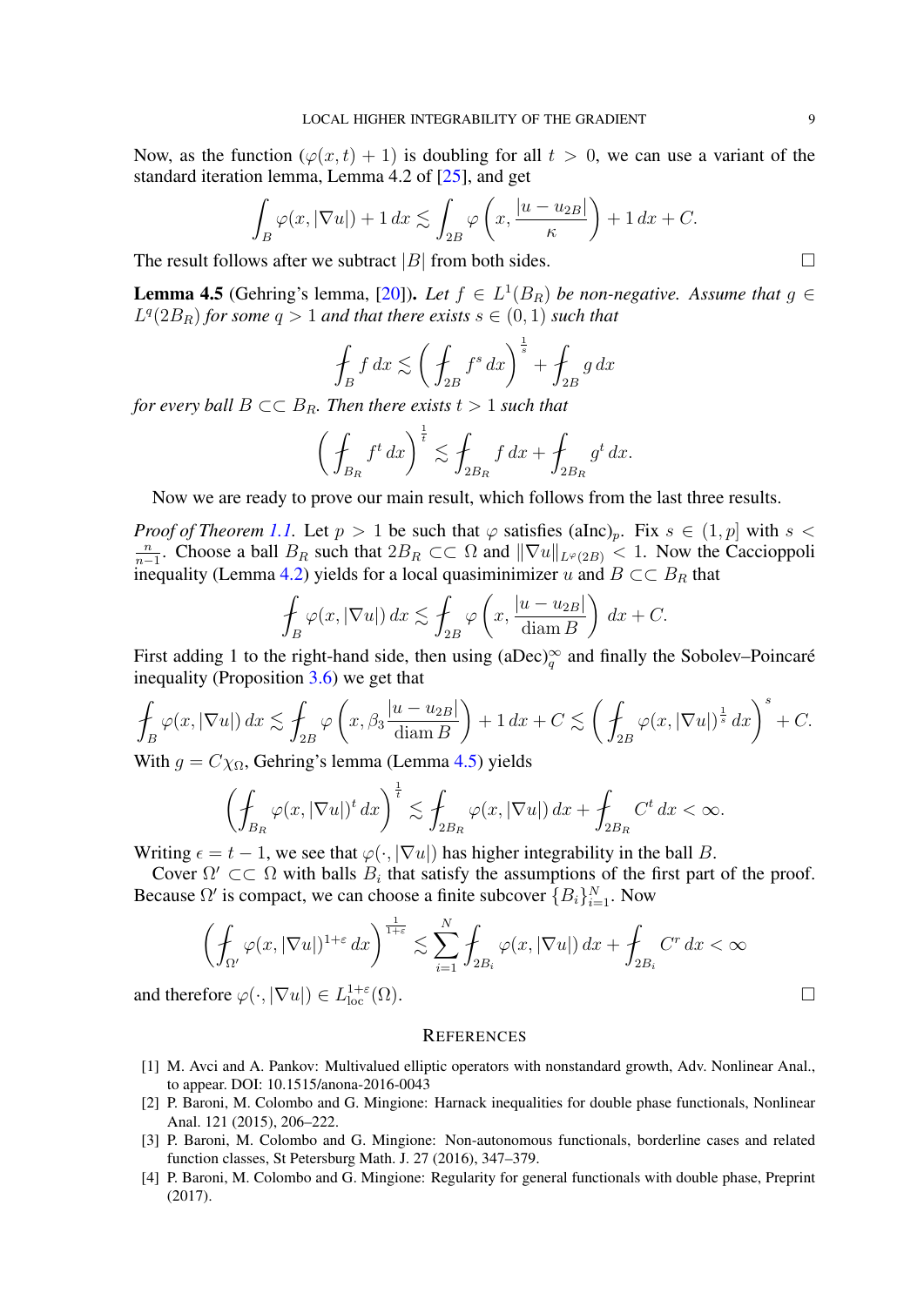Now, as the function $(\varphi(x,t)+1)$ is doubling for all $t>0$, we can use a variant of the standard iteration lemma, Lemma 4.2 of [25], and get

$$\int_B \varphi(x,|\nabla u|)+1\,dx \lesssim \int_{2B} \varphi\left(x,\frac{|u-u_{2B}|}{\kappa}\right)+1\,dx + C.$$

The result follows after we subtract $|B|$ from both sides. $\square$

**Lemma 4.5** (Gehring's lemma, [20]). *Let $f \in L^1(B_R)$ be non-negative. Assume that $g \in L^q(2B_R)$ for some $q>1$ and that there exists $s \in (0,1)$ such that*

$$\fint_B f\,dx \lesssim \left(\fint_{2B} f^s\,dx\right)^{\frac{1}{s}} + \fint_{2B} g\,dx$$

*for every ball $B \subset\subset B_R$. Then there exists $t>1$ such that*

$$\left(\fint_{B_R} f^t\,dx\right)^{\frac{1}{t}} \lesssim \fint_{2B_R} f\,dx + \fint_{2B_R} g^t\,dx.$$

Now we are ready to prove our main result, which follows from the last three results.

*Proof of Theorem 1.1.* Let $p>1$ be such that $\varphi$ satisfies (aInc)$_p$. Fix $s\in(1,p]$ with $s<\frac{n}{n-1}$. Choose a ball $B_R$ such that $2B_R \subset\subset \Omega$ and $\|\nabla u\|_{L^\varphi(2B)} < 1$. Now the Caccioppoli inequality (Lemma 4.2) yields for a local quasiminimizer $u$ and $B \subset\subset B_R$ that

$$\fint_B \varphi(x,|\nabla u|)\,dx \lesssim \fint_{2B} \varphi\left(x,\frac{|u-u_{2B}|}{\operatorname{diam} B}\right)\,dx + C.$$

First adding 1 to the right-hand side, then using (aDec)$_q^\infty$ and finally the Sobolev–Poincaré inequality (Proposition 3.6) we get that

$$\fint_B \varphi(x,|\nabla u|)\,dx \lesssim \fint_{2B} \varphi\left(x,\beta_3\frac{|u-u_{2B}|}{\operatorname{diam} B}\right)+1\,dx + C \lesssim \left(\fint_{2B} \varphi(x,|\nabla u|)^{\frac{1}{s}}\,dx\right)^{s} + C.$$

With $g = C\chi_\Omega$, Gehring's lemma (Lemma 4.5) yields

$$\left(\fint_{B_R} \varphi(x,|\nabla u|)^t\,dx\right)^{\frac{1}{t}} \lesssim \fint_{2B_R} \varphi(x,|\nabla u|)\,dx + \fint_{2B_R} C^t\,dx < \infty.$$

Writing $\epsilon = t-1$, we see that $\varphi(\cdot,|\nabla u|)$ has higher integrability in the ball $B$.

Cover $\Omega' \subset\subset \Omega$ with balls $B_i$ that satisfy the assumptions of the first part of the proof. Because $\Omega'$ is compact, we can choose a finite subcover $\{B_i\}_{i=1}^N$. Now

$$\left(\fint_{\Omega'} \varphi(x,|\nabla u|)^{1+\varepsilon}\,dx\right)^{\frac{1}{1+\varepsilon}} \lesssim \sum_{i=1}^N \fint_{2B_i} \varphi(x,|\nabla u|)\,dx + \fint_{2B_i} C^r\,dx < \infty$$

and therefore $\varphi(\cdot,|\nabla u|) \in L^{1+\varepsilon}_{\rm loc}(\Omega)$. $\square$

## References

[1] M. Avci and A. Pankov: Multivalued elliptic operators with nonstandard growth, Adv. Nonlinear Anal., to appear. DOI: 10.1515/anona-2016-0043

[2] P. Baroni, M. Colombo and G. Mingione: Harnack inequalities for double phase functionals, Nonlinear Anal. 121 (2015), 206–222.

[3] P. Baroni, M. Colombo and G. Mingione: Non-autonomous functionals, borderline cases and related function classes, St Petersburg Math. J. 27 (2016), 347–379.

[4] P. Baroni, M. Colombo and G. Mingione: Regularity for general functionals with double phase, Preprint (2017).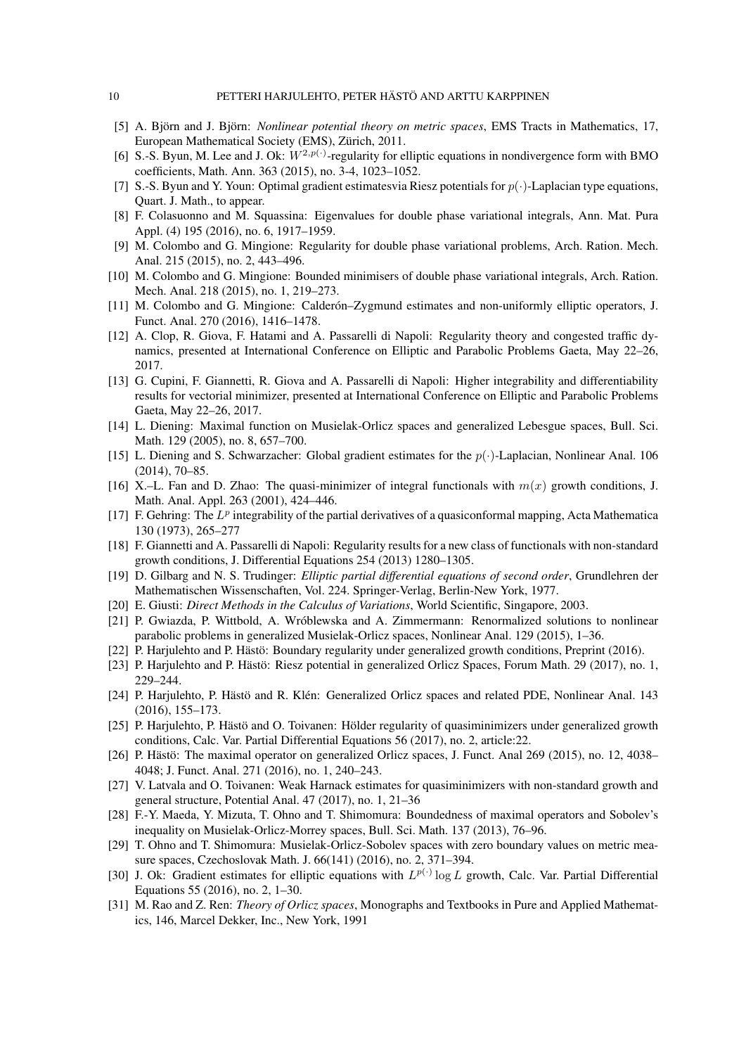[5] A. Björn and J. Björn: *Nonlinear potential theory on metric spaces*, EMS Tracts in Mathematics, 17, European Mathematical Society (EMS), Zürich, 2011.

[6] S.-S. Byun, M. Lee and J. Ok: $W^{2,p(\cdot)}$-regularity for elliptic equations in nondivergence form with BMO coefficients, Math. Ann. 363 (2015), no. 3-4, 1023–1052.

[7] S.-S. Byun and Y. Youn: Optimal gradient estimatesvia Riesz potentials for $p(\cdot)$-Laplacian type equations, Quart. J. Math., to appear.

[8] F. Colasuonno and M. Squassina: Eigenvalues for double phase variational integrals, Ann. Mat. Pura Appl. (4) 195 (2016), no. 6, 1917–1959.

[9] M. Colombo and G. Mingione: Regularity for double phase variational problems, Arch. Ration. Mech. Anal. 215 (2015), no. 2, 443–496.

[10] M. Colombo and G. Mingione: Bounded minimisers of double phase variational integrals, Arch. Ration. Mech. Anal. 218 (2015), no. 1, 219–273.

[11] M. Colombo and G. Mingione: Calderón–Zygmund estimates and non-uniformly elliptic operators, J. Funct. Anal. 270 (2016), 1416–1478.

[12] A. Clop, R. Giova, F. Hatami and A. Passarelli di Napoli: Regularity theory and congested traffic dynamics, presented at International Conference on Elliptic and Parabolic Problems Gaeta, May 22–26, 2017.

[13] G. Cupini, F. Giannetti, R. Giova and A. Passarelli di Napoli: Higher integrability and differentiability results for vectorial minimizer, presented at International Conference on Elliptic and Parabolic Problems Gaeta, May 22–26, 2017.

[14] L. Diening: Maximal function on Musielak-Orlicz spaces and generalized Lebesgue spaces, Bull. Sci. Math. 129 (2005), no. 8, 657–700.

[15] L. Diening and S. Schwarzacher: Global gradient estimates for the $p(\cdot)$-Laplacian, Nonlinear Anal. 106 (2014), 70–85.

[16] X.–L. Fan and D. Zhao: The quasi-minimizer of integral functionals with $m(x)$ growth conditions, J. Math. Anal. Appl. 263 (2001), 424–446.

[17] F. Gehring: The $L^p$ integrability of the partial derivatives of a quasiconformal mapping, Acta Mathematica 130 (1973), 265–277

[18] F. Giannetti and A. Passarelli di Napoli: Regularity results for a new class of functionals with non-standard growth conditions, J. Differential Equations 254 (2013) 1280–1305.

[19] D. Gilbarg and N. S. Trudinger: *Elliptic partial differential equations of second order*, Grundlehren der Mathematischen Wissenschaften, Vol. 224. Springer-Verlag, Berlin-New York, 1977.

[20] E. Giusti: *Direct Methods in the Calculus of Variations*, World Scientific, Singapore, 2003.

[21] P. Gwiazda, P. Wittbold, A. Wróblewska and A. Zimmermann: Renormalized solutions to nonlinear parabolic problems in generalized Musielak-Orlicz spaces, Nonlinear Anal. 129 (2015), 1–36.

[22] P. Harjulehto and P. Hästö: Boundary regularity under generalized growth conditions, Preprint (2016).

[23] P. Harjulehto and P. Hästö: Riesz potential in generalized Orlicz Spaces, Forum Math. 29 (2017), no. 1, 229–244.

[24] P. Harjulehto, P. Hästö and R. Klén: Generalized Orlicz spaces and related PDE, Nonlinear Anal. 143 (2016), 155–173.

[25] P. Harjulehto, P. Hästö and O. Toivanen: Hölder regularity of quasiminimizers under generalized growth conditions, Calc. Var. Partial Differential Equations 56 (2017), no. 2, article:22.

[26] P. Hästö: The maximal operator on generalized Orlicz spaces, J. Funct. Anal 269 (2015), no. 12, 4038–4048; J. Funct. Anal. 271 (2016), no. 1, 240–243.

[27] V. Latvala and O. Toivanen: Weak Harnack estimates for quasiminimizers with non-standard growth and general structure, Potential Anal. 47 (2017), no. 1, 21–36

[28] F.-Y. Maeda, Y. Mizuta, T. Ohno and T. Shimomura: Boundedness of maximal operators and Sobolev's inequality on Musielak-Orlicz-Morrey spaces, Bull. Sci. Math. 137 (2013), 76–96.

[29] T. Ohno and T. Shimomura: Musielak-Orlicz-Sobolev spaces with zero boundary values on metric measure spaces, Czechoslovak Math. J. 66(141) (2016), no. 2, 371–394.

[30] J. Ok: Gradient estimates for elliptic equations with $L^{p(\cdot)}\log L$ growth, Calc. Var. Partial Differential Equations 55 (2016), no. 2, 1–30.

[31] M. Rao and Z. Ren: *Theory of Orlicz spaces*, Monographs and Textbooks in Pure and Applied Mathematics, 146, Marcel Dekker, Inc., New York, 1991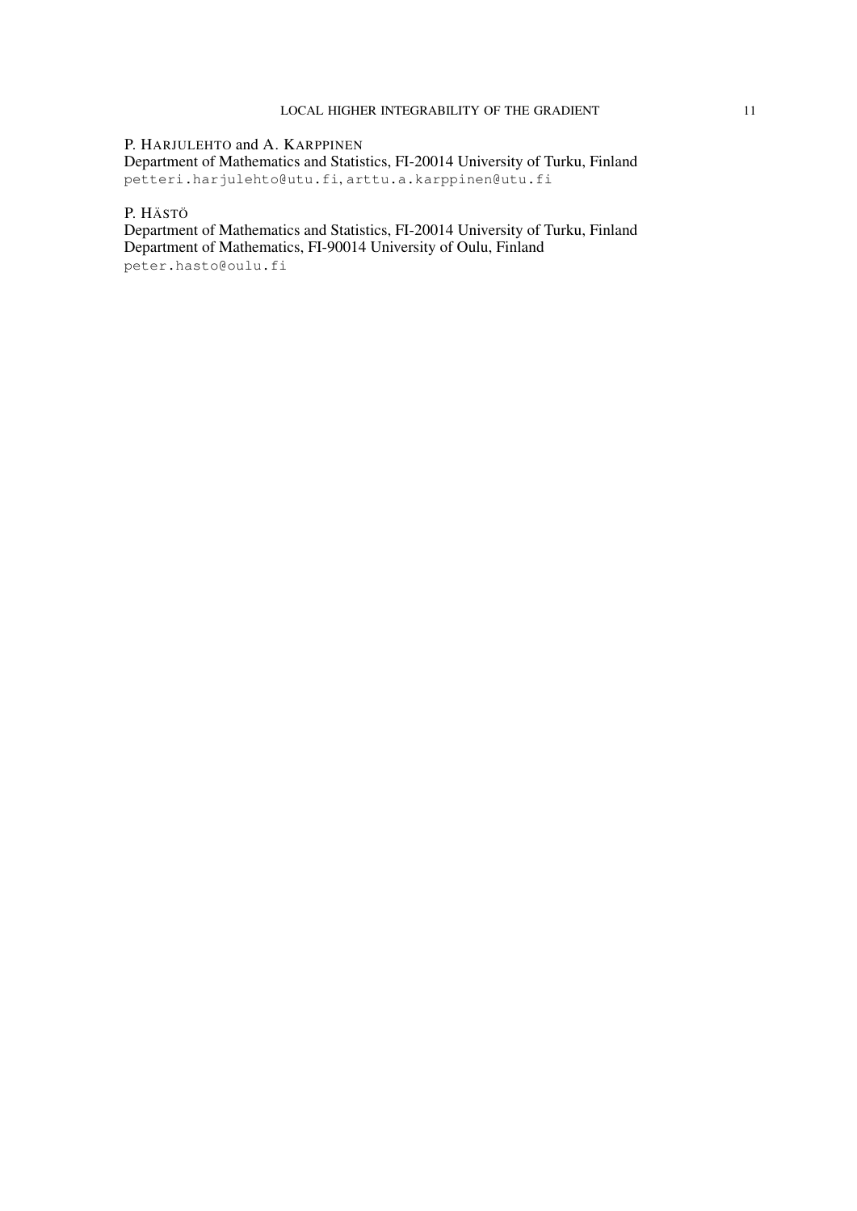P. HARJULEHTO and A. KARPPINEN
Department of Mathematics and Statistics, FI-20014 University of Turku, Finland
petteri.harjulehto@utu.fi, arttu.a.karppinen@utu.fi

P. HÄSTÖ
Department of Mathematics and Statistics, FI-20014 University of Turku, Finland
Department of Mathematics, FI-90014 University of Oulu, Finland
peter.hasto@oulu.fi